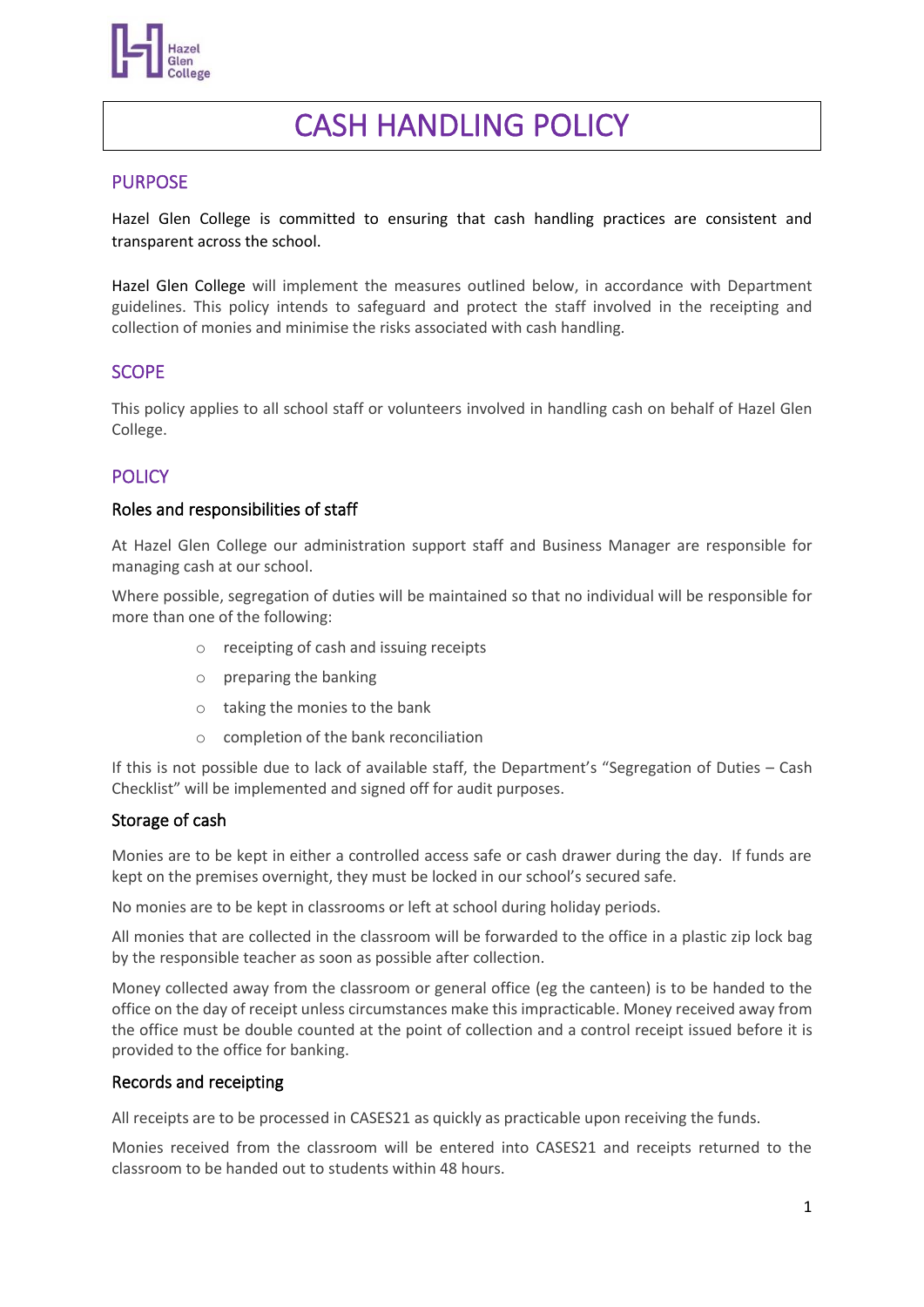# CASH HANDLING POLICY

## PURPOSE

Hazel Glen College is committed to ensuring that cash handling practices are consistent and transparent across the school.

Hazel Glen College will implement the measures outlined below, in accordance with Department guidelines. This policy intends to safeguard and protect the staff involved in the receipting and collection of monies and minimise the risks associated with cash handling.

## SCOPE

This policy applies to all school staff or volunteers involved in handling cash on behalf of Hazel Glen College.

## POLICY

### Roles and responsibilities of staff

At Hazel Glen College our administration support staff and Business Manager are responsible for managing cash at our school.

Where possible, segregation of duties will be maintained so that no individual will be responsible for more than one of the following:

- receipting of cash and issuing receipts
- preparing the banking
- taking the monies to the bank
- completion of the bank reconciliation

If this is not possible due to lack of available staff, the Department's "Segregation of Duties – Cash Checklist" will be implemented and signed off for audit purposes.

### Storage of cash

Monies are to be kept in either a controlled access safe or cash drawer during the day. If funds are kept on the premises overnight, they must be locked in our school's secured safe.

No monies are to be kept in classrooms or left at school during holiday periods.

All monies that are collected in the classroom will be forwarded to the office in a plastic zip lock bag by the responsible teacher as soon as possible after collection.

Money collected away from the classroom or general office (eg the canteen) is to be handed to the office on the day of receipt unless circumstances make this impracticable. Money received away from the office must be double counted at the point of collection and a control receipt issued before it is provided to the office for banking.

### Records and receipting

All receipts are to be processed in CASES21 as quickly as practicable upon receiving the funds.

Monies received from the classroom will be entered into CASES21 and receipts returned to the classroom to be handed out to students within 48 hours.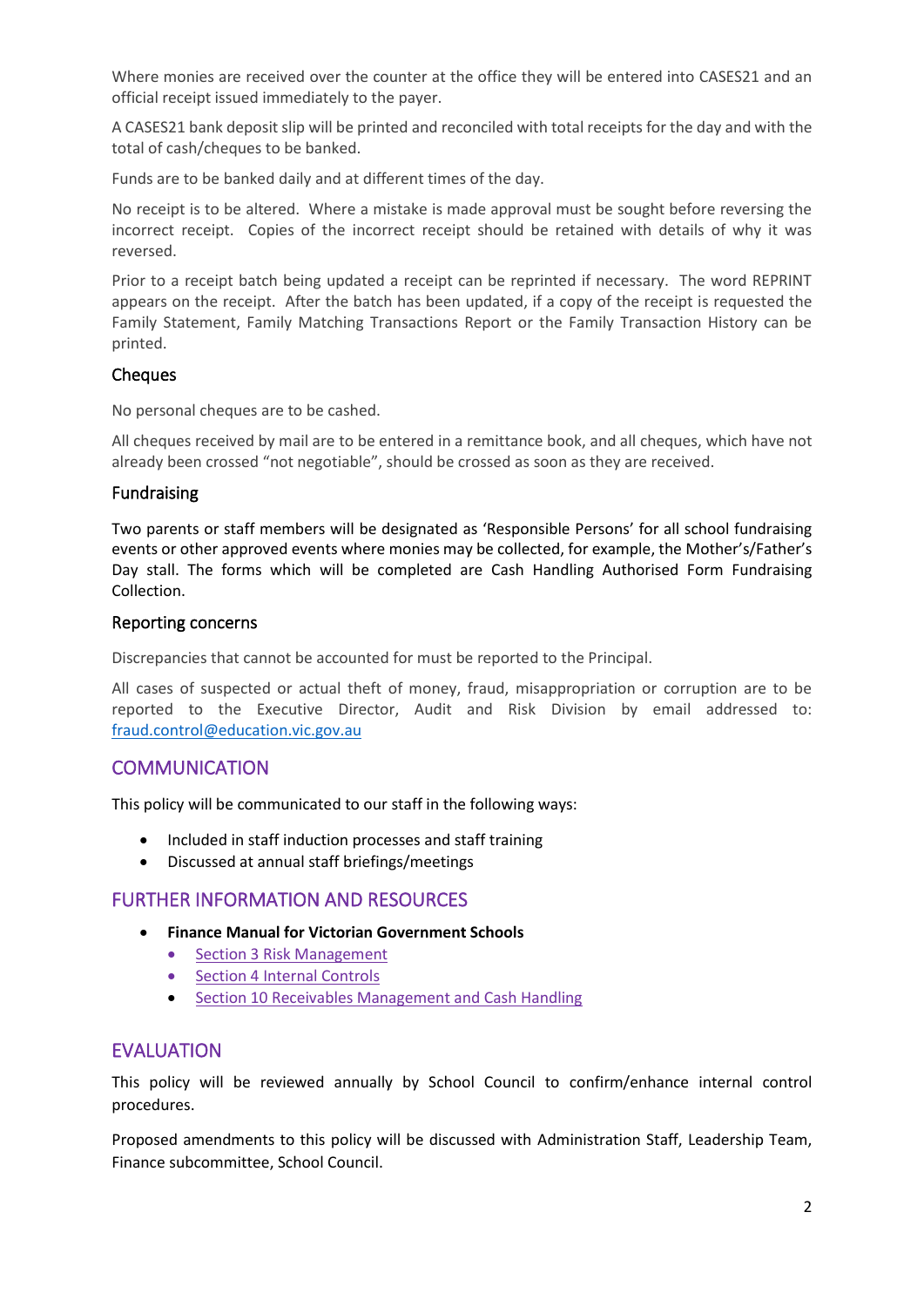Where monies are received over the counter at the office they will be entered into CASES21 and an official receipt issued immediately to the payer.

A CASES21 bank deposit slip will be printed and reconciled with total receipts for the day and with the total of cash/cheques to be banked.

Funds are to be banked daily and at different times of the day.

No receipt is to be altered. Where a mistake is made approval must be sought before reversing the incorrect receipt. Copies of the incorrect receipt should be retained with details of why it was reversed.

Prior to a receipt batch being updated a receipt can be reprinted if necessary. The word REPRINT appears on the receipt. After the batch has been updated, if a copy of the receipt is requested the Family Statement, Family Matching Transactions Report or the Family Transaction History can be printed.

### Cheques

No personal cheques are to be cashed.

All cheques received by mail are to be entered in a remittance book, and all cheques, which have not already been crossed "not negotiable", should be crossed as soon as they are received.

### Fundraising

Two parents or staff members will be designated as 'Responsible Persons' for all school fundraising events or other approved events where monies may be collected, for example, the Mother's/Father's Day stall. The forms which will be completed are Cash Handling Authorised Form Fundraising Collection.

### Reporting concerns

Discrepancies that cannot be accounted for must be reported to the Principal.

All cases of suspected or actual theft of money, fraud, misappropriation or corruption are to be reported to the Executive Director, Audit and Risk Division by email addressed to: [fraud.control@education.vic.gov.au](mailto:fraud.control@education.vic.gov.au)

## COMMUNICATION

This policy will be communicated to our staff in the following ways:

- Included in staff induction processes and staff training
- Discussed at annual staff briefings/meetings

## FURTHER INFORMATION AND RESOURCES

- **Finance Manual for Victorian Government Schools**
  - Section 3 Risk Management
  - Section 4 Internal Controls
  - Section 10 Receivables Management and Cash Handling

## EVALUATION

This policy will be reviewed annually by School Council to confirm/enhance internal control procedures.

Proposed amendments to this policy will be discussed with Administration Staff, Leadership Team, Finance subcommittee, School Council.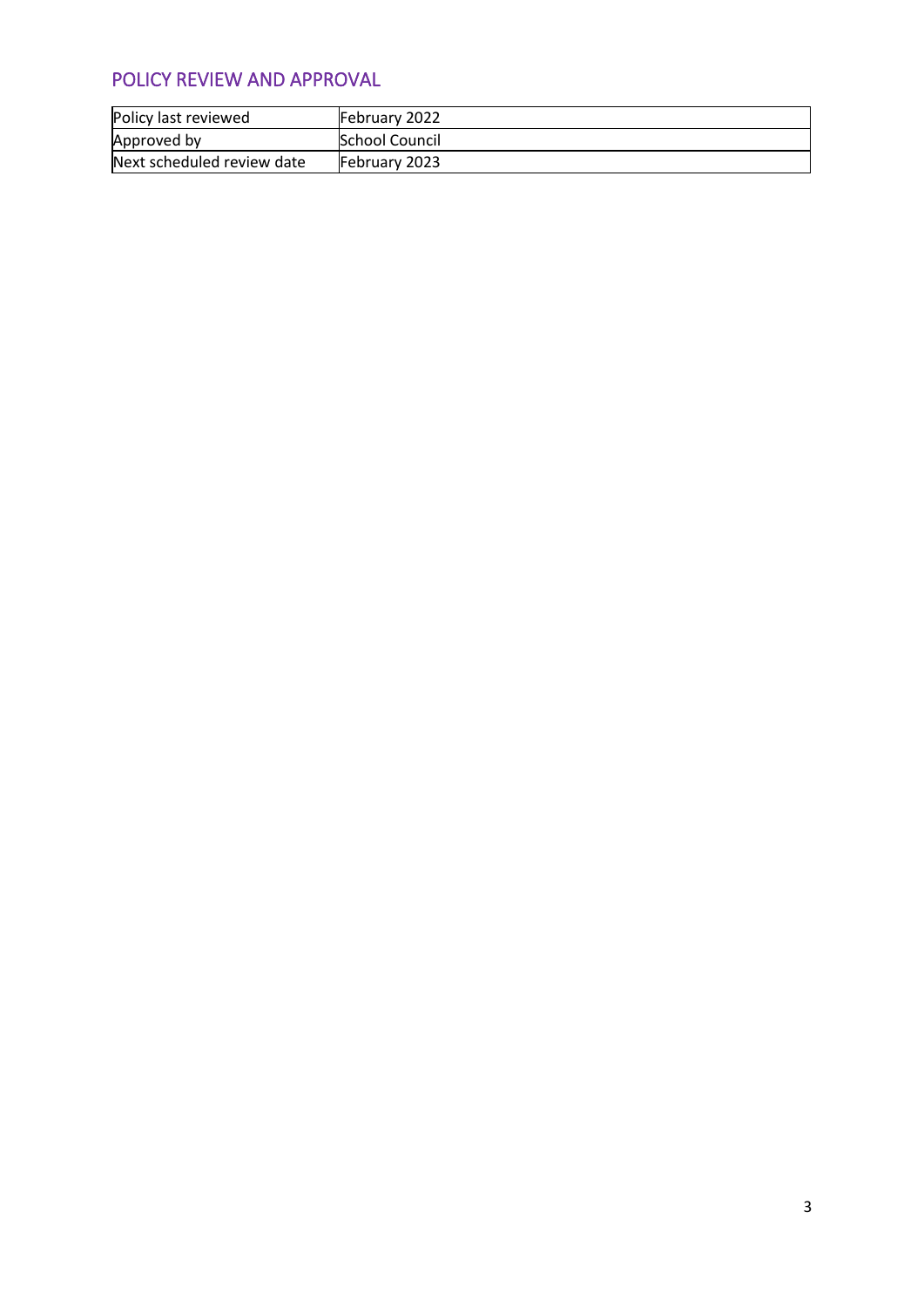## POLICY REVIEW AND APPROVAL

| | |
|---|---|
| Policy last reviewed | February 2022 |
| Approved by | School Council |
| Next scheduled review date | February 2023 |